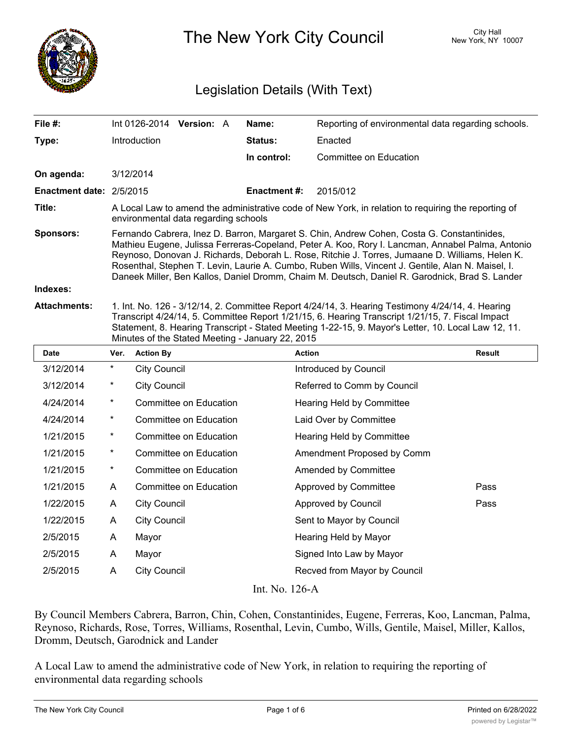# The New York City Council

City Hall
New York, NY 10007

## Legislation Details (With Text)

| | | | |
|---|---|---|---|
| **File #:** | Int 0126-2014 **Version:** A | **Name:** | Reporting of environmental data regarding schools. |
| **Type:** | Introduction | **Status:** | Enacted |
| | | **In control:** | Committee on Education |
| **On agenda:** | 3/12/2014 | | |
| **Enactment date:** | 2/5/2015 | **Enactment #:** | 2015/012 |

**Title:** A Local Law to amend the administrative code of New York, in relation to requiring the reporting of environmental data regarding schools

**Sponsors:** Fernando Cabrera, Inez D. Barron, Margaret S. Chin, Andrew Cohen, Costa G. Constantinides, Mathieu Eugene, Julissa Ferreras-Copeland, Peter A. Koo, Rory I. Lancman, Annabel Palma, Antonio Reynoso, Donovan J. Richards, Deborah L. Rose, Ritchie J. Torres, Jumaane D. Williams, Helen K. Rosenthal, Stephen T. Levin, Laurie A. Cumbo, Ruben Wills, Vincent J. Gentile, Alan N. Maisel, I. Daneek Miller, Ben Kallos, Daniel Dromm, Chaim M. Deutsch, Daniel R. Garodnick, Brad S. Lander

**Indexes:**

**Attachments:** 1. Int. No. 126 - 3/12/14, 2. Committee Report 4/24/14, 3. Hearing Testimony 4/24/14, 4. Hearing Transcript 4/24/14, 5. Committee Report 1/21/15, 6. Hearing Transcript 1/21/15, 7. Fiscal Impact Statement, 8. Hearing Transcript - Stated Meeting 1-22-15, 9. Mayor's Letter, 10. Local Law 12, 11. Minutes of the Stated Meeting - January 22, 2015

| Date | Ver. | Action By | Action | Result |
|---|---|---|---|---|
| 3/12/2014 | * | City Council | Introduced by Council | |
| 3/12/2014 | * | City Council | Referred to Comm by Council | |
| 4/24/2014 | * | Committee on Education | Hearing Held by Committee | |
| 4/24/2014 | * | Committee on Education | Laid Over by Committee | |
| 1/21/2015 | * | Committee on Education | Hearing Held by Committee | |
| 1/21/2015 | * | Committee on Education | Amendment Proposed by Comm | |
| 1/21/2015 | * | Committee on Education | Amended by Committee | |
| 1/21/2015 | A | Committee on Education | Approved by Committee | Pass |
| 1/22/2015 | A | City Council | Approved by Council | Pass |
| 1/22/2015 | A | City Council | Sent to Mayor by Council | |
| 2/5/2015 | A | Mayor | Hearing Held by Mayor | |
| 2/5/2015 | A | Mayor | Signed Into Law by Mayor | |
| 2/5/2015 | A | City Council | Recved from Mayor by Council | |

Int. No. 126-A

By Council Members Cabrera, Barron, Chin, Cohen, Constantinides, Eugene, Ferreras, Koo, Lancman, Palma, Reynoso, Richards, Rose, Torres, Williams, Rosenthal, Levin, Cumbo, Wills, Gentile, Maisel, Miller, Kallos, Dromm, Deutsch, Garodnick and Lander

A Local Law to amend the administrative code of New York, in relation to requiring the reporting of environmental data regarding schools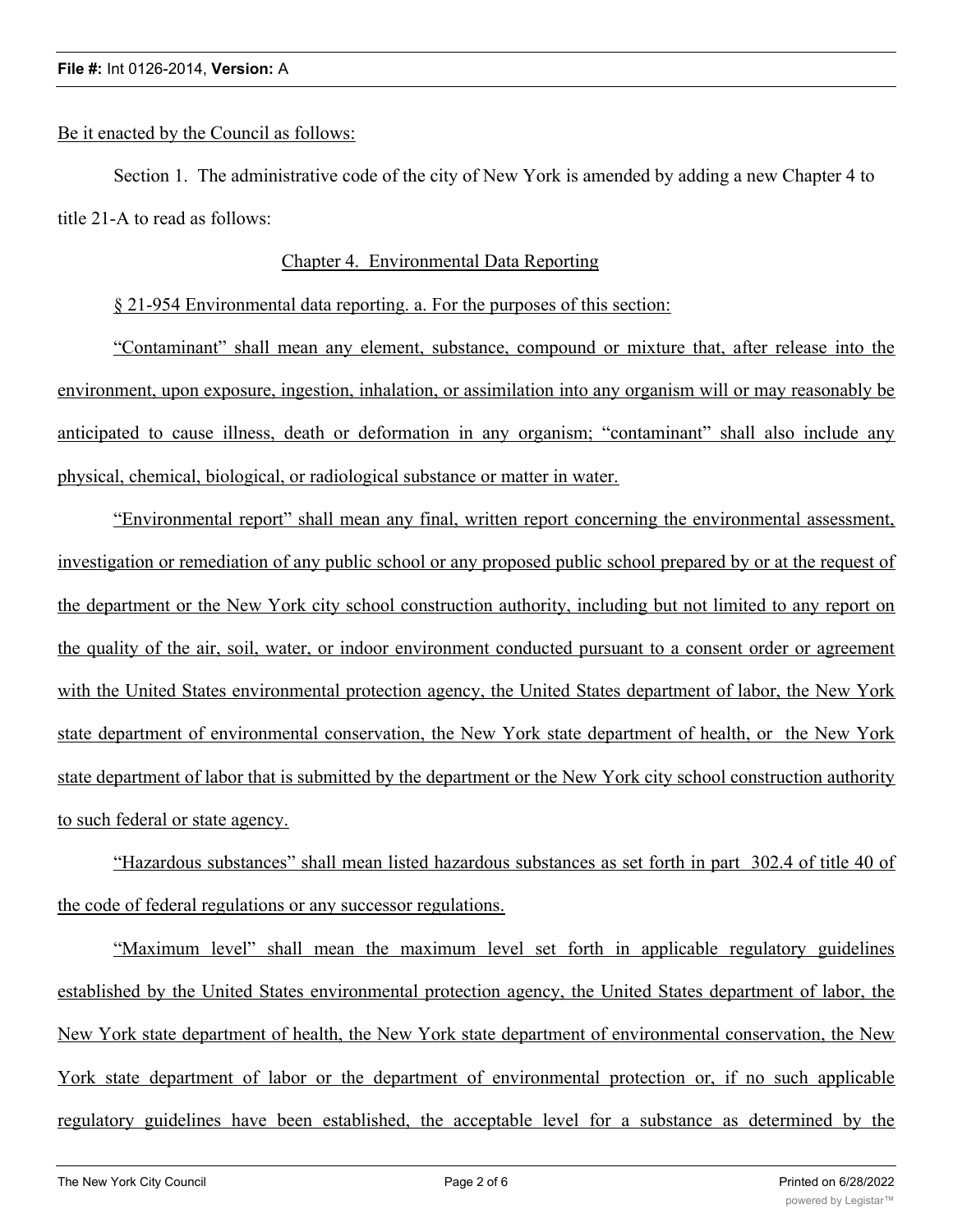Be it enacted by the Council as follows:

Section 1. The administrative code of the city of New York is amended by adding a new Chapter 4 to title 21-A to read as follows:

Chapter 4. Environmental Data Reporting

§ 21-954 Environmental data reporting. a. For the purposes of this section:

"Contaminant" shall mean any element, substance, compound or mixture that, after release into the environment, upon exposure, ingestion, inhalation, or assimilation into any organism will or may reasonably be anticipated to cause illness, death or deformation in any organism; "contaminant" shall also include any physical, chemical, biological, or radiological substance or matter in water.

"Environmental report" shall mean any final, written report concerning the environmental assessment, investigation or remediation of any public school or any proposed public school prepared by or at the request of the department or the New York city school construction authority, including but not limited to any report on the quality of the air, soil, water, or indoor environment conducted pursuant to a consent order or agreement with the United States environmental protection agency, the United States department of labor, the New York state department of environmental conservation, the New York state department of health, or the New York state department of labor that is submitted by the department or the New York city school construction authority to such federal or state agency.

"Hazardous substances" shall mean listed hazardous substances as set forth in part 302.4 of title 40 of the code of federal regulations or any successor regulations.

"Maximum level" shall mean the maximum level set forth in applicable regulatory guidelines established by the United States environmental protection agency, the United States department of labor, the New York state department of health, the New York state department of environmental conservation, the New York state department of labor or the department of environmental protection or, if no such applicable regulatory guidelines have been established, the acceptable level for a substance as determined by the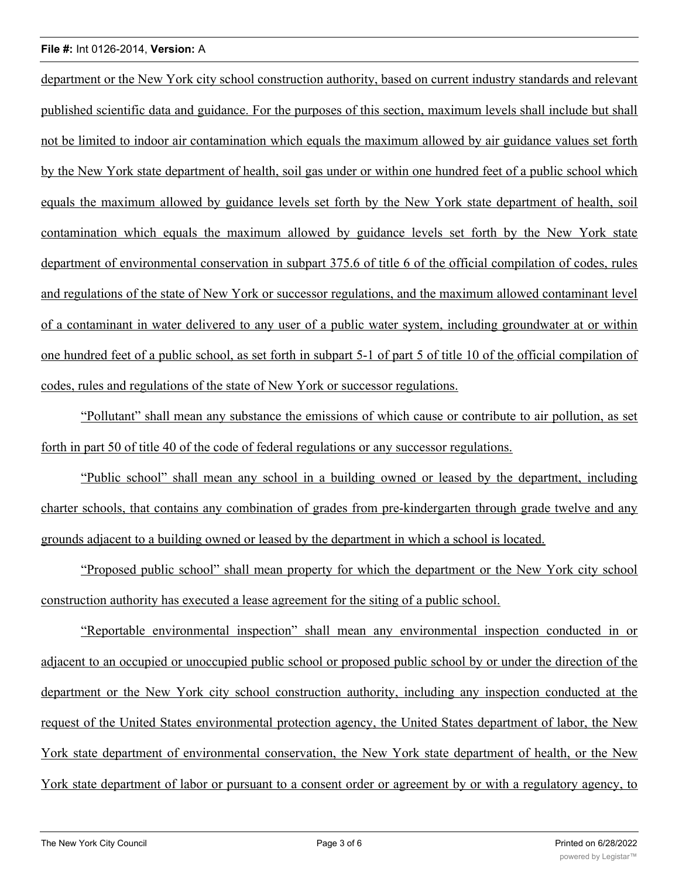department or the New York city school construction authority, based on current industry standards and relevant published scientific data and guidance. For the purposes of this section, maximum levels shall include but shall not be limited to indoor air contamination which equals the maximum allowed by air guidance values set forth by the New York state department of health, soil gas under or within one hundred feet of a public school which equals the maximum allowed by guidance levels set forth by the New York state department of health, soil contamination which equals the maximum allowed by guidance levels set forth by the New York state department of environmental conservation in subpart 375.6 of title 6 of the official compilation of codes, rules and regulations of the state of New York or successor regulations, and the maximum allowed contaminant level of a contaminant in water delivered to any user of a public water system, including groundwater at or within one hundred feet of a public school, as set forth in subpart 5-1 of part 5 of title 10 of the official compilation of codes, rules and regulations of the state of New York or successor regulations.

"Pollutant" shall mean any substance the emissions of which cause or contribute to air pollution, as set forth in part 50 of title 40 of the code of federal regulations or any successor regulations.

"Public school" shall mean any school in a building owned or leased by the department, including charter schools, that contains any combination of grades from pre-kindergarten through grade twelve and any grounds adjacent to a building owned or leased by the department in which a school is located.

"Proposed public school" shall mean property for which the department or the New York city school construction authority has executed a lease agreement for the siting of a public school.

"Reportable environmental inspection" shall mean any environmental inspection conducted in or adjacent to an occupied or unoccupied public school or proposed public school by or under the direction of the department or the New York city school construction authority, including any inspection conducted at the request of the United States environmental protection agency, the United States department of labor, the New York state department of environmental conservation, the New York state department of health, or the New York state department of labor or pursuant to a consent order or agreement by or with a regulatory agency, to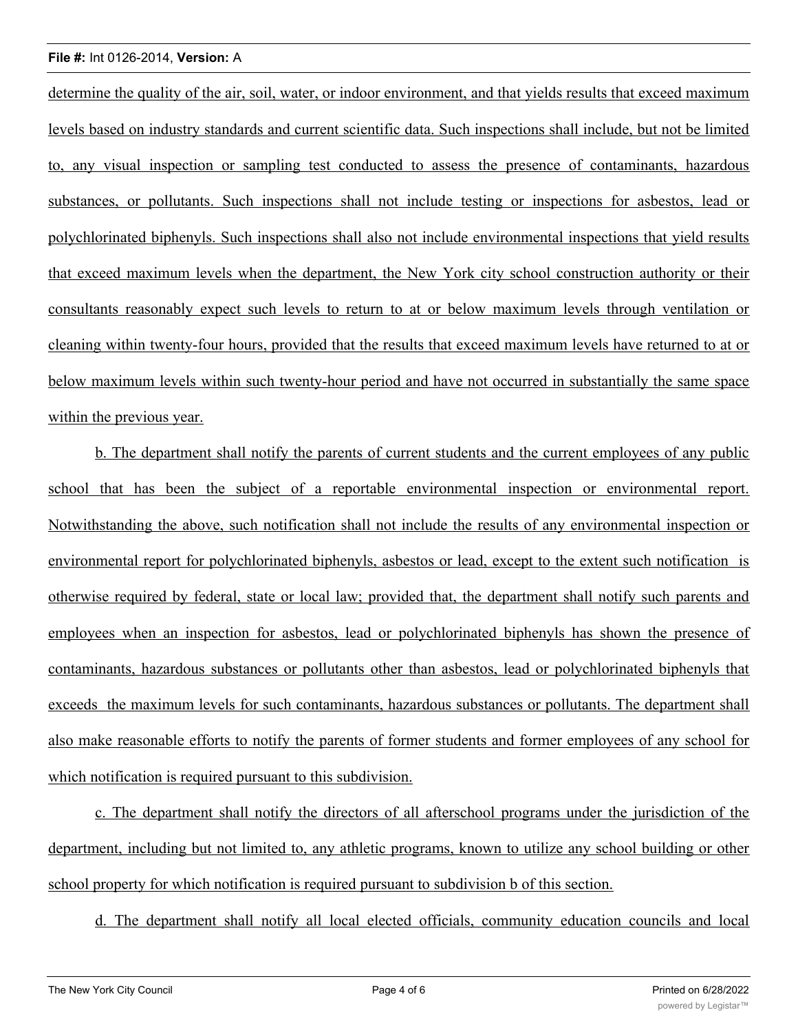determine the quality of the air, soil, water, or indoor environment, and that yields results that exceed maximum levels based on industry standards and current scientific data. Such inspections shall include, but not be limited to, any visual inspection or sampling test conducted to assess the presence of contaminants, hazardous substances, or pollutants. Such inspections shall not include testing or inspections for asbestos, lead or polychlorinated biphenyls. Such inspections shall also not include environmental inspections that yield results that exceed maximum levels when the department, the New York city school construction authority or their consultants reasonably expect such levels to return to at or below maximum levels through ventilation or cleaning within twenty-four hours, provided that the results that exceed maximum levels have returned to at or below maximum levels within such twenty-hour period and have not occurred in substantially the same space within the previous year.

b. The department shall notify the parents of current students and the current employees of any public school that has been the subject of a reportable environmental inspection or environmental report. Notwithstanding the above, such notification shall not include the results of any environmental inspection or environmental report for polychlorinated biphenyls, asbestos or lead, except to the extent such notification is otherwise required by federal, state or local law; provided that, the department shall notify such parents and employees when an inspection for asbestos, lead or polychlorinated biphenyls has shown the presence of contaminants, hazardous substances or pollutants other than asbestos, lead or polychlorinated biphenyls that exceeds the maximum levels for such contaminants, hazardous substances or pollutants. The department shall also make reasonable efforts to notify the parents of former students and former employees of any school for which notification is required pursuant to this subdivision.

c. The department shall notify the directors of all afterschool programs under the jurisdiction of the department, including but not limited to, any athletic programs, known to utilize any school building or other school property for which notification is required pursuant to subdivision b of this section.

d. The department shall notify all local elected officials, community education councils and local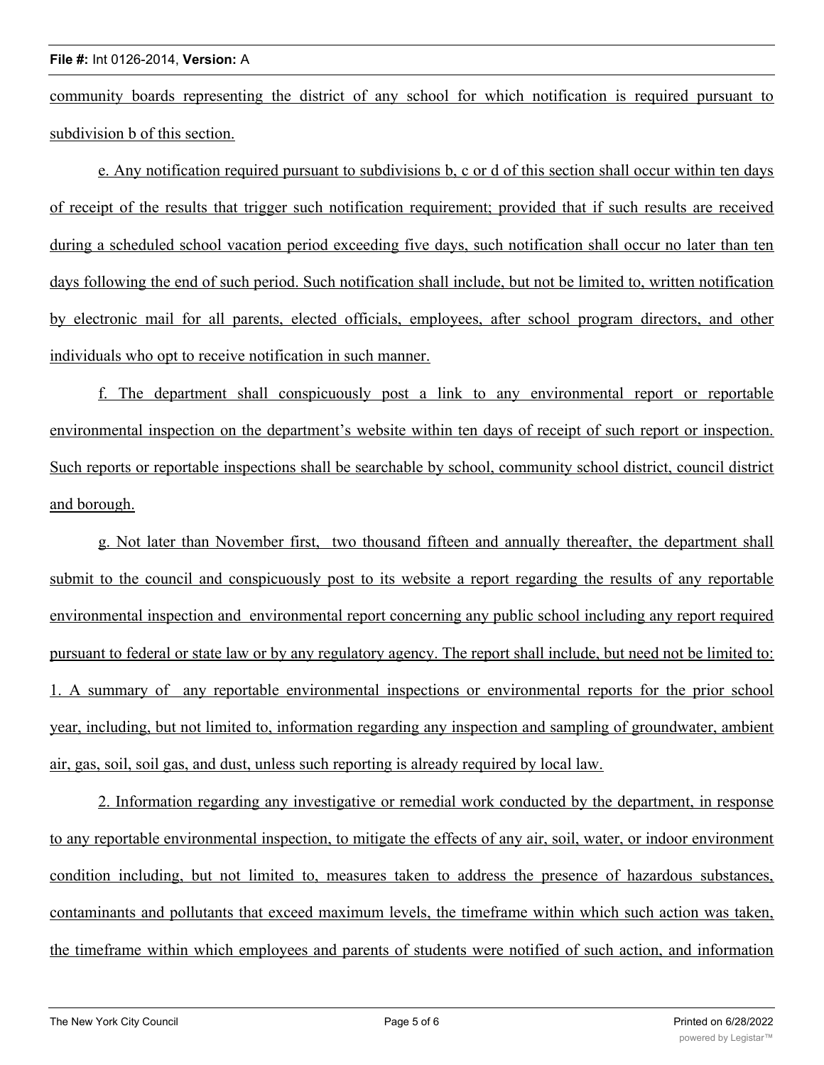community boards representing the district of any school for which notification is required pursuant to subdivision b of this section.

e. Any notification required pursuant to subdivisions b, c or d of this section shall occur within ten days of receipt of the results that trigger such notification requirement; provided that if such results are received during a scheduled school vacation period exceeding five days, such notification shall occur no later than ten days following the end of such period. Such notification shall include, but not be limited to, written notification by electronic mail for all parents, elected officials, employees, after school program directors, and other individuals who opt to receive notification in such manner.

f. The department shall conspicuously post a link to any environmental report or reportable environmental inspection on the department's website within ten days of receipt of such report or inspection. Such reports or reportable inspections shall be searchable by school, community school district, council district and borough.

g. Not later than November first, two thousand fifteen and annually thereafter, the department shall submit to the council and conspicuously post to its website a report regarding the results of any reportable environmental inspection and environmental report concerning any public school including any report required pursuant to federal or state law or by any regulatory agency. The report shall include, but need not be limited to: 1. A summary of any reportable environmental inspections or environmental reports for the prior school year, including, but not limited to, information regarding any inspection and sampling of groundwater, ambient air, gas, soil, soil gas, and dust, unless such reporting is already required by local law.

2. Information regarding any investigative or remedial work conducted by the department, in response to any reportable environmental inspection, to mitigate the effects of any air, soil, water, or indoor environment condition including, but not limited to, measures taken to address the presence of hazardous substances, contaminants and pollutants that exceed maximum levels, the timeframe within which such action was taken, the timeframe within which employees and parents of students were notified of such action, and information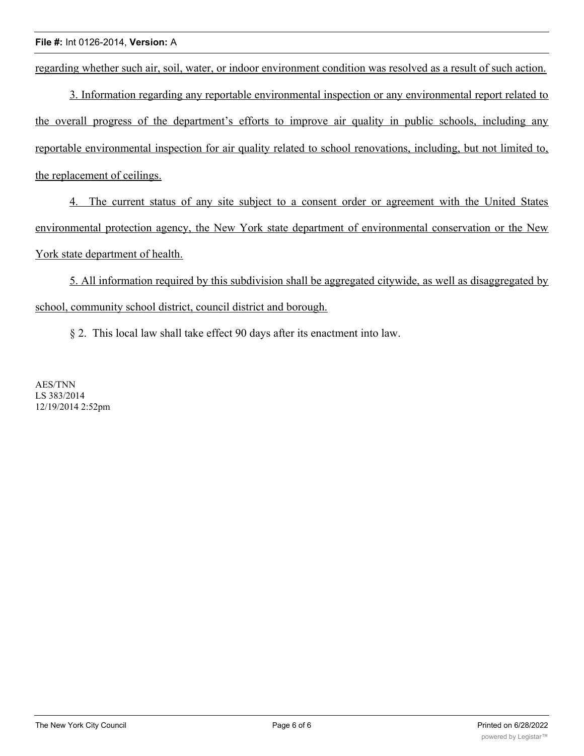regarding whether such air, soil, water, or indoor environment condition was resolved as a result of such action.

3. Information regarding any reportable environmental inspection or any environmental report related to the overall progress of the department's efforts to improve air quality in public schools, including any reportable environmental inspection for air quality related to school renovations, including, but not limited to, the replacement of ceilings.

4. The current status of any site subject to a consent order or agreement with the United States environmental protection agency, the New York state department of environmental conservation or the New York state department of health.

5. All information required by this subdivision shall be aggregated citywide, as well as disaggregated by school, community school district, council district and borough.

§ 2. This local law shall take effect 90 days after its enactment into law.

AES/TNN
LS 383/2014
12/19/2014 2:52pm